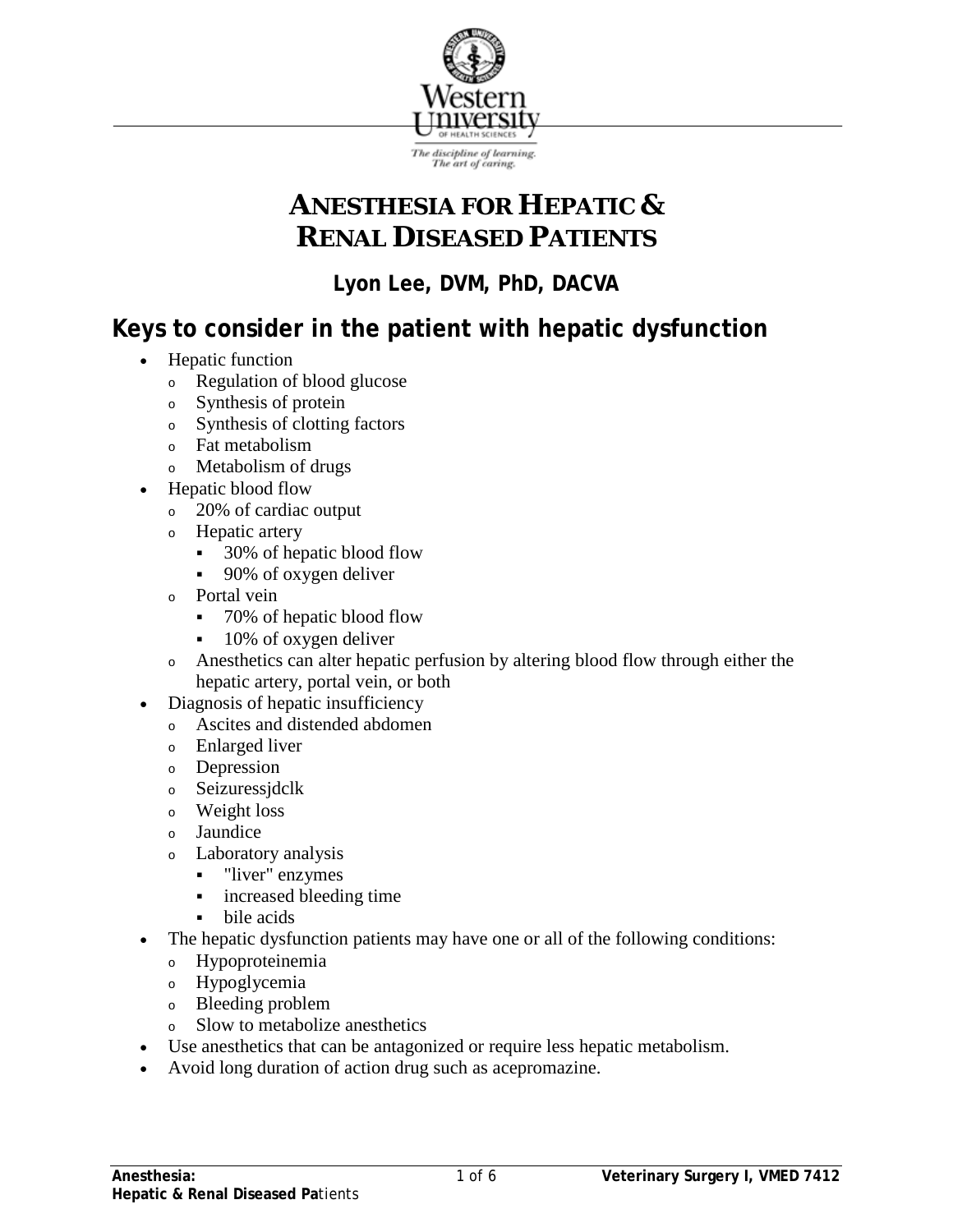# ANESTHESIA FOR HEPATIC & RENAL DISEASED PATIENTS

**Lyon Lee, DVM, PhD, DACVA**

## Keys to consider in the patient with hepatic dysfunction

- Hepatic function
  - Regulation of blood glucose
  - Synthesis of protein
  - Synthesis of clotting factors
  - Fat metabolism
  - Metabolism of drugs
- Hepatic blood flow
  - 20% of cardiac output
  - Hepatic artery
    - 30% of hepatic blood flow
    - 90% of oxygen deliver
  - Portal vein
    - 70% of hepatic blood flow
    - 10% of oxygen deliver
  - Anesthetics can alter hepatic perfusion by altering blood flow through either the hepatic artery, portal vein, or both
- Diagnosis of hepatic insufficiency
  - Ascites and distended abdomen
  - Enlarged liver
  - Depression
  - Seizuressjdclk
  - Weight loss
  - Jaundice
  - Laboratory analysis
    - "liver" enzymes
    - increased bleeding time
    - bile acids
- The hepatic dysfunction patients may have one or all of the following conditions:
  - Hypoproteinemia
  - Hypoglycemia
  - Bleeding problem
  - Slow to metabolize anesthetics
- Use anesthetics that can be antagonized or require less hepatic metabolism.
- Avoid long duration of action drug such as acepromazine.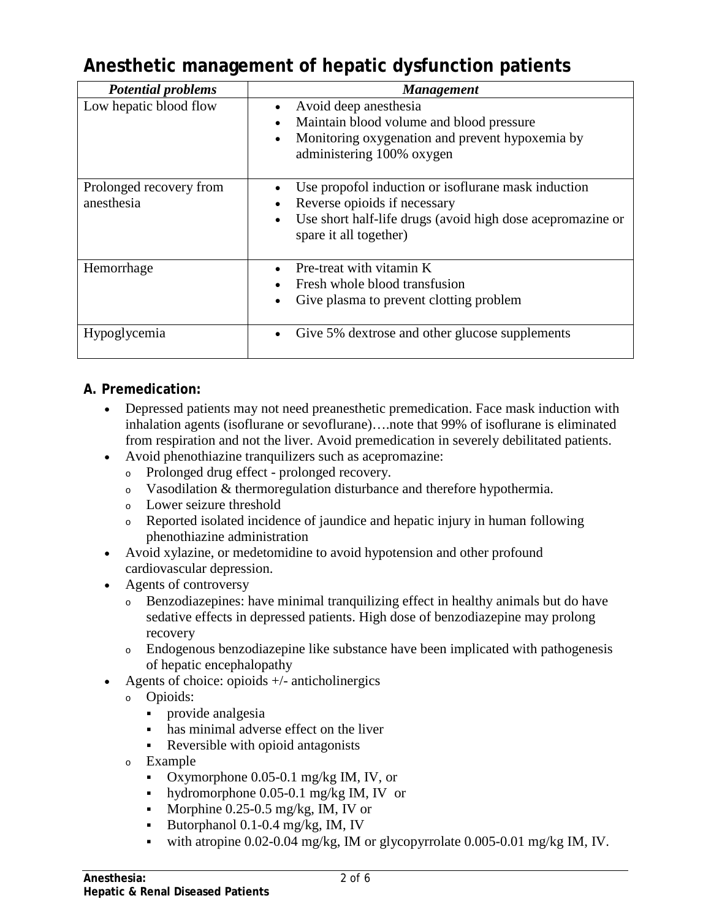# Anesthetic management of hepatic dysfunction patients

| *Potential problems* | *Management* |
|---|---|
| Low hepatic blood flow | • Avoid deep anesthesia<br>• Maintain blood volume and blood pressure<br>• Monitoring oxygenation and prevent hypoxemia by administering 100% oxygen |
| Prolonged recovery from anesthesia | • Use propofol induction or isoflurane mask induction<br>• Reverse opioids if necessary<br>• Use short half-life drugs (avoid high dose acepromazine or spare it all together) |
| Hemorrhage | • Pre-treat with vitamin K<br>• Fresh whole blood transfusion<br>• Give plasma to prevent clotting problem |
| Hypoglycemia | • Give 5% dextrose and other glucose supplements |

**A. Premedication:**

- Depressed patients may not need preanesthetic premedication. Face mask induction with inhalation agents (isoflurane or sevoflurane)….note that 99% of isoflurane is eliminated from respiration and not the liver. Avoid premedication in severely debilitated patients.
- Avoid phenothiazine tranquilizers such as acepromazine:
  - Prolonged drug effect - prolonged recovery.
  - Vasodilation & thermoregulation disturbance and therefore hypothermia.
  - Lower seizure threshold
  - Reported isolated incidence of jaundice and hepatic injury in human following phenothiazine administration
- Avoid xylazine, or medetomidine to avoid hypotension and other profound cardiovascular depression.
- Agents of controversy
  - Benzodiazepines: have minimal tranquilizing effect in healthy animals but do have sedative effects in depressed patients. High dose of benzodiazepine may prolong recovery
  - Endogenous benzodiazepine like substance have been implicated with pathogenesis of hepatic encephalopathy
- Agents of choice: opioids +/- anticholinergics
  - Opioids:
    - provide analgesia
    - has minimal adverse effect on the liver
    - Reversible with opioid antagonists
  - Example
    - Oxymorphone 0.05-0.1 mg/kg IM, IV, or
    - hydromorphone 0.05-0.1 mg/kg IM, IV or
    - Morphine 0.25-0.5 mg/kg, IM, IV or
    - Butorphanol 0.1-0.4 mg/kg, IM, IV
    - with atropine 0.02-0.04 mg/kg, IM or glycopyrrolate 0.005-0.01 mg/kg IM, IV.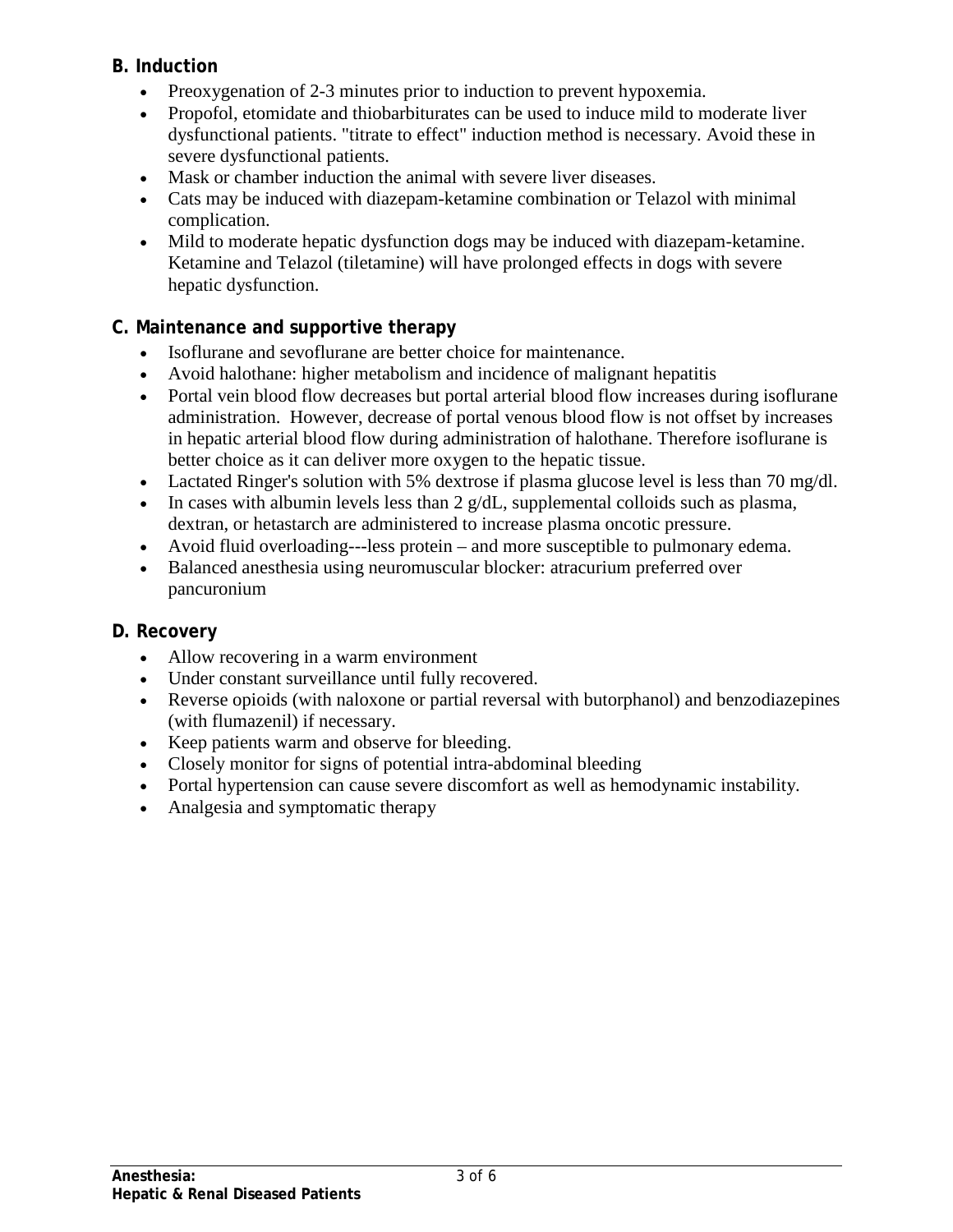### B. Induction

- Preoxygenation of 2-3 minutes prior to induction to prevent hypoxemia.
- Propofol, etomidate and thiobarbiturates can be used to induce mild to moderate liver dysfunctional patients. "titrate to effect" induction method is necessary. Avoid these in severe dysfunctional patients.
- Mask or chamber induction the animal with severe liver diseases.
- Cats may be induced with diazepam-ketamine combination or Telazol with minimal complication.
- Mild to moderate hepatic dysfunction dogs may be induced with diazepam-ketamine. Ketamine and Telazol (tiletamine) will have prolonged effects in dogs with severe hepatic dysfunction.

### C. Maintenance and supportive therapy

- Isoflurane and sevoflurane are better choice for maintenance.
- Avoid halothane: higher metabolism and incidence of malignant hepatitis
- Portal vein blood flow decreases but portal arterial blood flow increases during isoflurane administration. However, decrease of portal venous blood flow is not offset by increases in hepatic arterial blood flow during administration of halothane. Therefore isoflurane is better choice as it can deliver more oxygen to the hepatic tissue.
- Lactated Ringer's solution with 5% dextrose if plasma glucose level is less than 70 mg/dl.
- In cases with albumin levels less than 2 g/dL, supplemental colloids such as plasma, dextran, or hetastarch are administered to increase plasma oncotic pressure.
- Avoid fluid overloading---less protein – and more susceptible to pulmonary edema.
- Balanced anesthesia using neuromuscular blocker: atracurium preferred over pancuronium

### D. Recovery

- Allow recovering in a warm environment
- Under constant surveillance until fully recovered.
- Reverse opioids (with naloxone or partial reversal with butorphanol) and benzodiazepines (with flumazenil) if necessary.
- Keep patients warm and observe for bleeding.
- Closely monitor for signs of potential intra-abdominal bleeding
- Portal hypertension can cause severe discomfort as well as hemodynamic instability.
- Analgesia and symptomatic therapy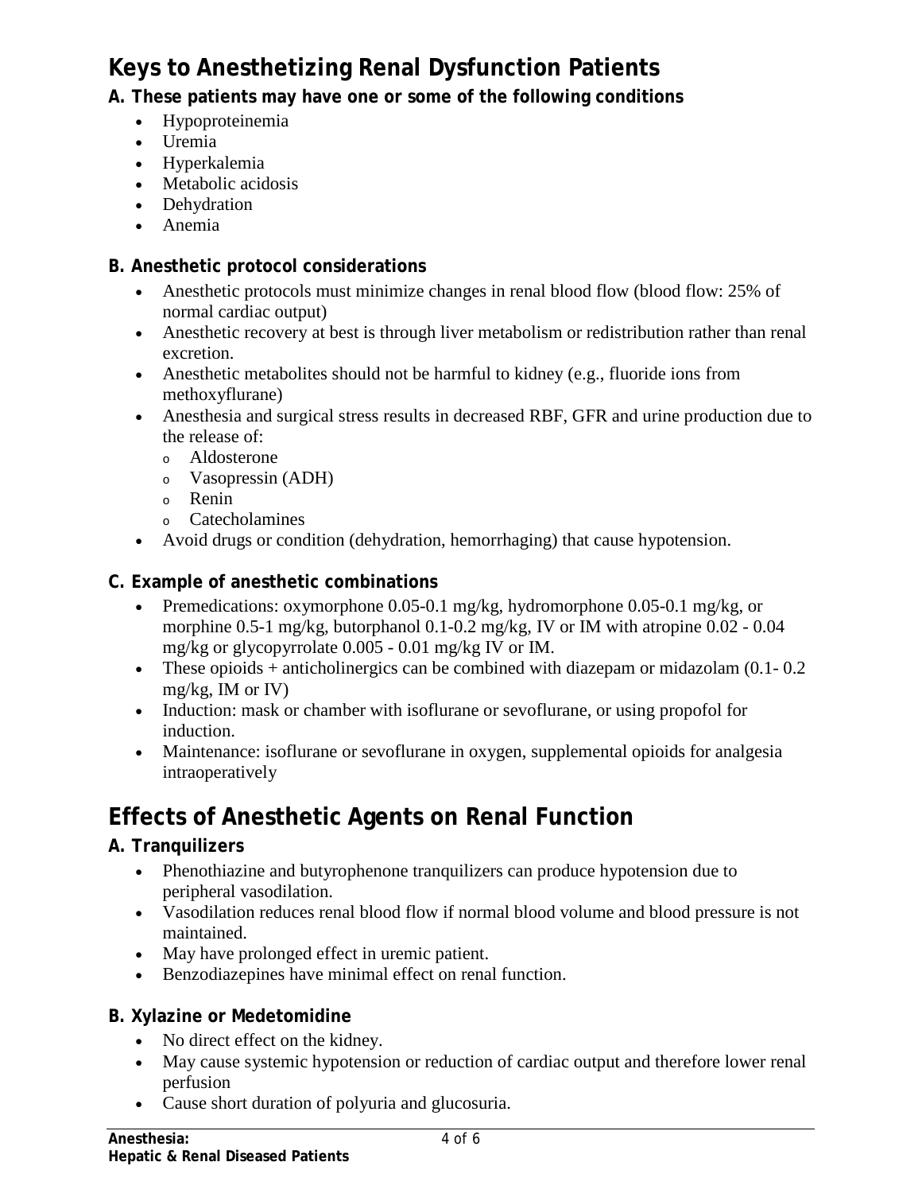## Keys to Anesthetizing Renal Dysfunction Patients

### A. These patients may have one or some of the following conditions

- Hypoproteinemia
- Uremia
- Hyperkalemia
- Metabolic acidosis
- Dehydration
- Anemia

### B. Anesthetic protocol considerations

- Anesthetic protocols must minimize changes in renal blood flow (blood flow: 25% of normal cardiac output)
- Anesthetic recovery at best is through liver metabolism or redistribution rather than renal excretion.
- Anesthetic metabolites should not be harmful to kidney (e.g., fluoride ions from methoxyflurane)
- Anesthesia and surgical stress results in decreased RBF, GFR and urine production due to the release of:
  - Aldosterone
  - Vasopressin (ADH)
  - Renin
  - Catecholamines
- Avoid drugs or condition (dehydration, hemorrhaging) that cause hypotension.

### C. Example of anesthetic combinations

- Premedications: oxymorphone 0.05-0.1 mg/kg, hydromorphone 0.05-0.1 mg/kg, or morphine 0.5-1 mg/kg, butorphanol 0.1-0.2 mg/kg, IV or IM with atropine 0.02 - 0.04 mg/kg or glycopyrrolate 0.005 - 0.01 mg/kg IV or IM.
- These opioids + anticholinergics can be combined with diazepam or midazolam (0.1- 0.2 mg/kg, IM or IV)
- Induction: mask or chamber with isoflurane or sevoflurane, or using propofol for induction.
- Maintenance: isoflurane or sevoflurane in oxygen, supplemental opioids for analgesia intraoperatively

## Effects of Anesthetic Agents on Renal Function

### A. Tranquilizers

- Phenothiazine and butyrophenone tranquilizers can produce hypotension due to peripheral vasodilation.
- Vasodilation reduces renal blood flow if normal blood volume and blood pressure is not maintained.
- May have prolonged effect in uremic patient.
- Benzodiazepines have minimal effect on renal function.

### B. Xylazine or Medetomidine

- No direct effect on the kidney.
- May cause systemic hypotension or reduction of cardiac output and therefore lower renal perfusion
- Cause short duration of polyuria and glucosuria.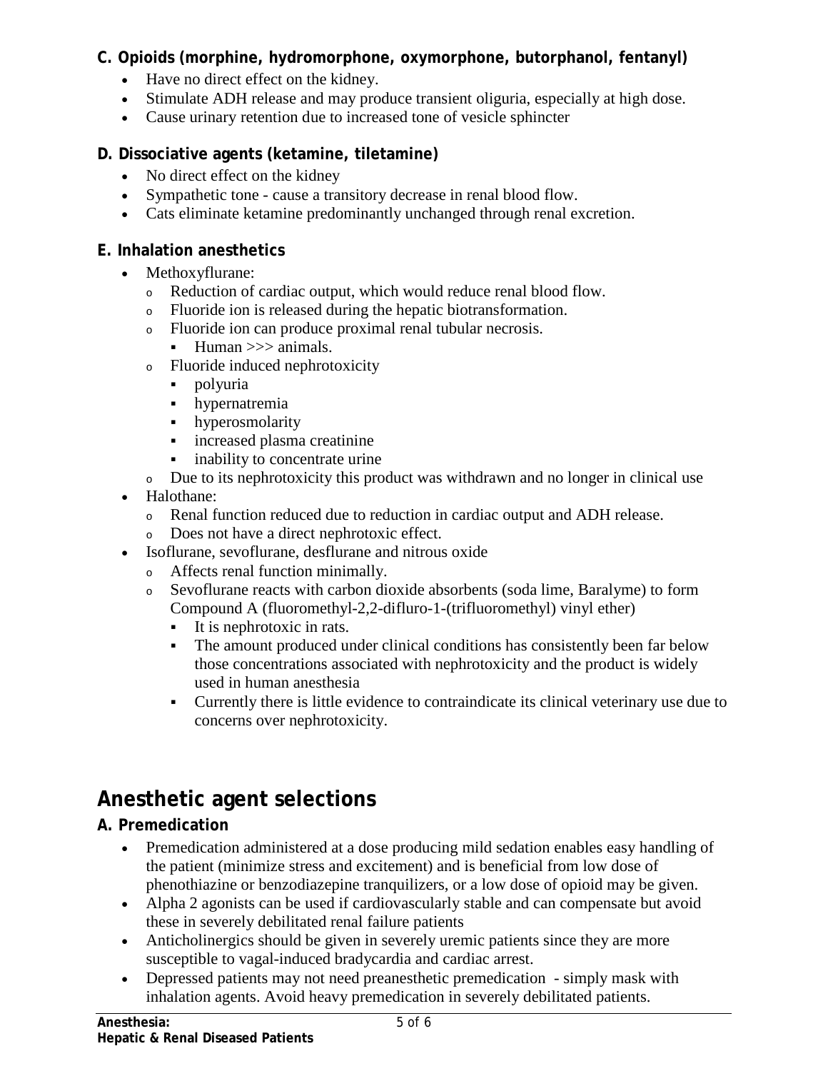### C. Opioids (morphine, hydromorphone, oxymorphone, butorphanol, fentanyl)

- Have no direct effect on the kidney.
- Stimulate ADH release and may produce transient oliguria, especially at high dose.
- Cause urinary retention due to increased tone of vesicle sphincter

### D. Dissociative agents (ketamine, tiletamine)

- No direct effect on the kidney
- Sympathetic tone - cause a transitory decrease in renal blood flow.
- Cats eliminate ketamine predominantly unchanged through renal excretion.

### E. Inhalation anesthetics

- Methoxyflurane:
  - Reduction of cardiac output, which would reduce renal blood flow.
  - Fluoride ion is released during the hepatic biotransformation.
  - Fluoride ion can produce proximal renal tubular necrosis.
    - Human >>> animals.
  - Fluoride induced nephrotoxicity
    - polyuria
    - hypernatremia
    - hyperosmolarity
    - increased plasma creatinine
    - inability to concentrate urine
  - Due to its nephrotoxicity this product was withdrawn and no longer in clinical use
- Halothane:
  - Renal function reduced due to reduction in cardiac output and ADH release.
  - Does not have a direct nephrotoxic effect.
- Isoflurane, sevoflurane, desflurane and nitrous oxide
  - Affects renal function minimally.
  - Sevoflurane reacts with carbon dioxide absorbents (soda lime, Baralyme) to form Compound A (fluoromethyl-2,2-difluro-1-(trifluoromethyl) vinyl ether)
    - It is nephrotoxic in rats.
    - The amount produced under clinical conditions has consistently been far below those concentrations associated with nephrotoxicity and the product is widely used in human anesthesia
    - Currently there is little evidence to contraindicate its clinical veterinary use due to concerns over nephrotoxicity.

## Anesthetic agent selections

### A. Premedication

- Premedication administered at a dose producing mild sedation enables easy handling of the patient (minimize stress and excitement) and is beneficial from low dose of phenothiazine or benzodiazepine tranquilizers, or a low dose of opioid may be given.
- Alpha 2 agonists can be used if cardiovascularly stable and can compensate but avoid these in severely debilitated renal failure patients
- Anticholinergics should be given in severely uremic patients since they are more susceptible to vagal-induced bradycardia and cardiac arrest.
- Depressed patients may not need preanesthetic premedication - simply mask with inhalation agents. Avoid heavy premedication in severely debilitated patients.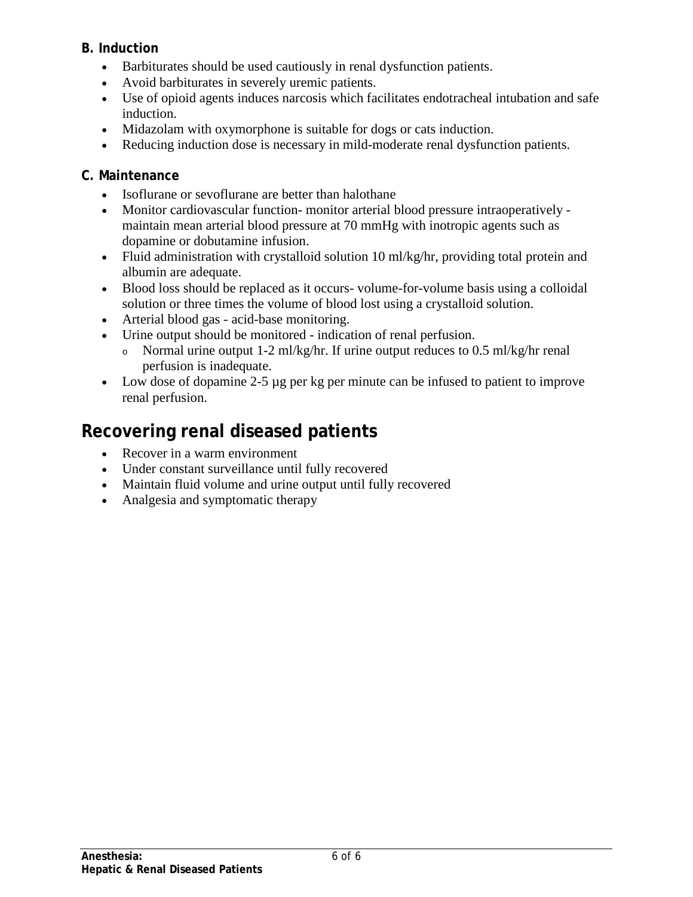### B. Induction

- Barbiturates should be used cautiously in renal dysfunction patients.
- Avoid barbiturates in severely uremic patients.
- Use of opioid agents induces narcosis which facilitates endotracheal intubation and safe induction.
- Midazolam with oxymorphone is suitable for dogs or cats induction.
- Reducing induction dose is necessary in mild-moderate renal dysfunction patients.

### C. Maintenance

- Isoflurane or sevoflurane are better than halothane
- Monitor cardiovascular function- monitor arterial blood pressure intraoperatively - maintain mean arterial blood pressure at 70 mmHg with inotropic agents such as dopamine or dobutamine infusion.
- Fluid administration with crystalloid solution 10 ml/kg/hr, providing total protein and albumin are adequate.
- Blood loss should be replaced as it occurs- volume-for-volume basis using a colloidal solution or three times the volume of blood lost using a crystalloid solution.
- Arterial blood gas - acid-base monitoring.
- Urine output should be monitored - indication of renal perfusion.
  - Normal urine output 1-2 ml/kg/hr. If urine output reduces to 0.5 ml/kg/hr renal perfusion is inadequate.
- Low dose of dopamine 2-5 µg per kg per minute can be infused to patient to improve renal perfusion.

## Recovering renal diseased patients

- Recover in a warm environment
- Under constant surveillance until fully recovered
- Maintain fluid volume and urine output until fully recovered
- Analgesia and symptomatic therapy